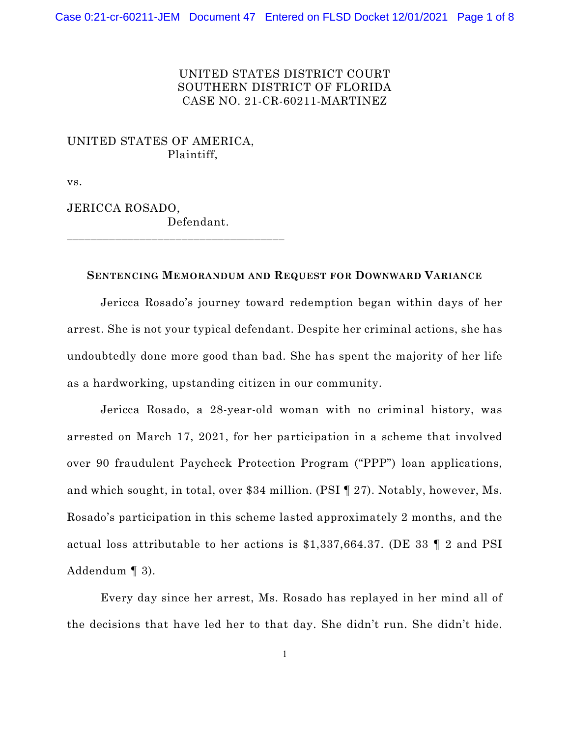UNITED STATES DISTRICT COURT
SOUTHERN DISTRICT OF FLORIDA
CASE NO. 21-CR-60211-MARTINEZ

UNITED STATES OF AMERICA,
Plaintiff,

vs.

JERICCA ROSADO,
Defendant.

---

## SENTENCING MEMORANDUM AND REQUEST FOR DOWNWARD VARIANCE

Jericca Rosado's journey toward redemption began within days of her arrest. She is not your typical defendant. Despite her criminal actions, she has undoubtedly done more good than bad. She has spent the majority of her life as a hardworking, upstanding citizen in our community.

Jericca Rosado, a 28-year-old woman with no criminal history, was arrested on March 17, 2021, for her participation in a scheme that involved over 90 fraudulent Paycheck Protection Program ("PPP") loan applications, and which sought, in total, over $34 million. (PSI ¶ 27). Notably, however, Ms. Rosado's participation in this scheme lasted approximately 2 months, and the actual loss attributable to her actions is $1,337,664.37. (DE 33 ¶ 2 and PSI Addendum ¶ 3).

Every day since her arrest, Ms. Rosado has replayed in her mind all of the decisions that have led her to that day. She didn't run. She didn't hide.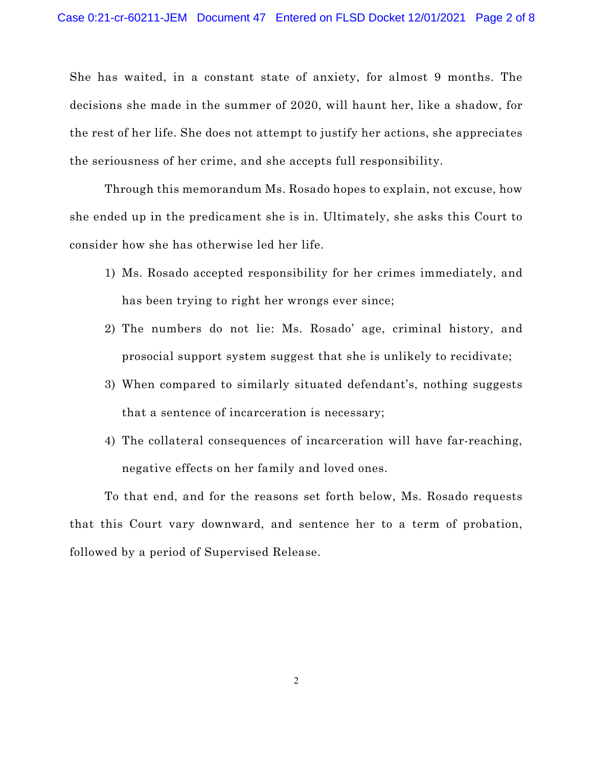She has waited, in a constant state of anxiety, for almost 9 months. The decisions she made in the summer of 2020, will haunt her, like a shadow, for the rest of her life. She does not attempt to justify her actions, she appreciates the seriousness of her crime, and she accepts full responsibility.

Through this memorandum Ms. Rosado hopes to explain, not excuse, how she ended up in the predicament she is in. Ultimately, she asks this Court to consider how she has otherwise led her life.

1) Ms. Rosado accepted responsibility for her crimes immediately, and has been trying to right her wrongs ever since;
2) The numbers do not lie: Ms. Rosado' age, criminal history, and prosocial support system suggest that she is unlikely to recidivate;
3) When compared to similarly situated defendant's, nothing suggests that a sentence of incarceration is necessary;
4) The collateral consequences of incarceration will have far-reaching, negative effects on her family and loved ones.

To that end, and for the reasons set forth below, Ms. Rosado requests that this Court vary downward, and sentence her to a term of probation, followed by a period of Supervised Release.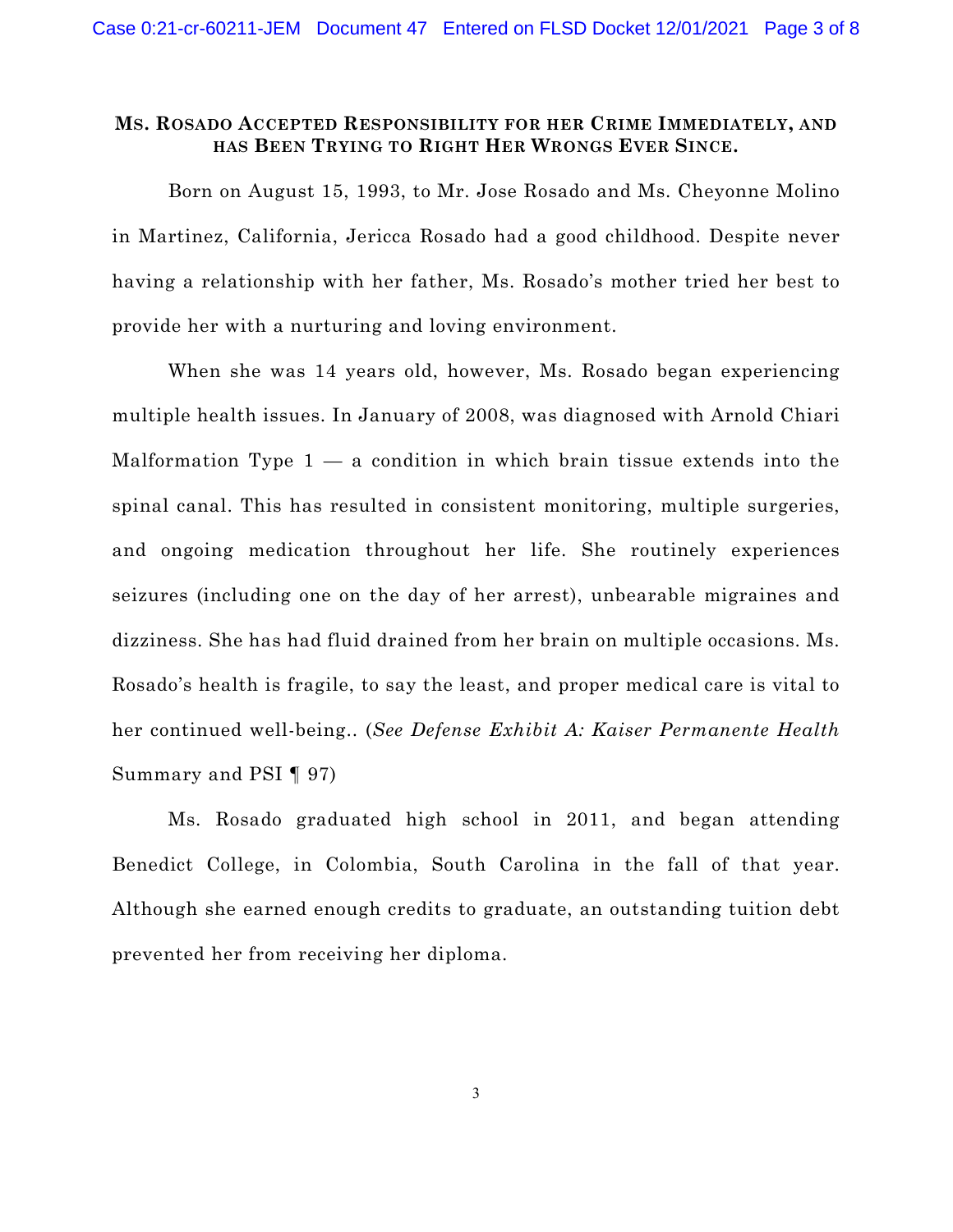## Ms. Rosado Accepted Responsibility for her Crime Immediately, and has Been Trying to Right Her Wrongs Ever Since.

Born on August 15, 1993, to Mr. Jose Rosado and Ms. Cheyonne Molino in Martinez, California, Jericca Rosado had a good childhood. Despite never having a relationship with her father, Ms. Rosado's mother tried her best to provide her with a nurturing and loving environment.

When she was 14 years old, however, Ms. Rosado began experiencing multiple health issues. In January of 2008, was diagnosed with Arnold Chiari Malformation Type 1 — a condition in which brain tissue extends into the spinal canal. This has resulted in consistent monitoring, multiple surgeries, and ongoing medication throughout her life. She routinely experiences seizures (including one on the day of her arrest), unbearable migraines and dizziness. She has had fluid drained from her brain on multiple occasions. Ms. Rosado's health is fragile, to say the least, and proper medical care is vital to her continued well-being.. (*See Defense Exhibit A: Kaiser Permanente Health* Summary and PSI ¶ 97)

Ms. Rosado graduated high school in 2011, and began attending Benedict College, in Colombia, South Carolina in the fall of that year. Although she earned enough credits to graduate, an outstanding tuition debt prevented her from receiving her diploma.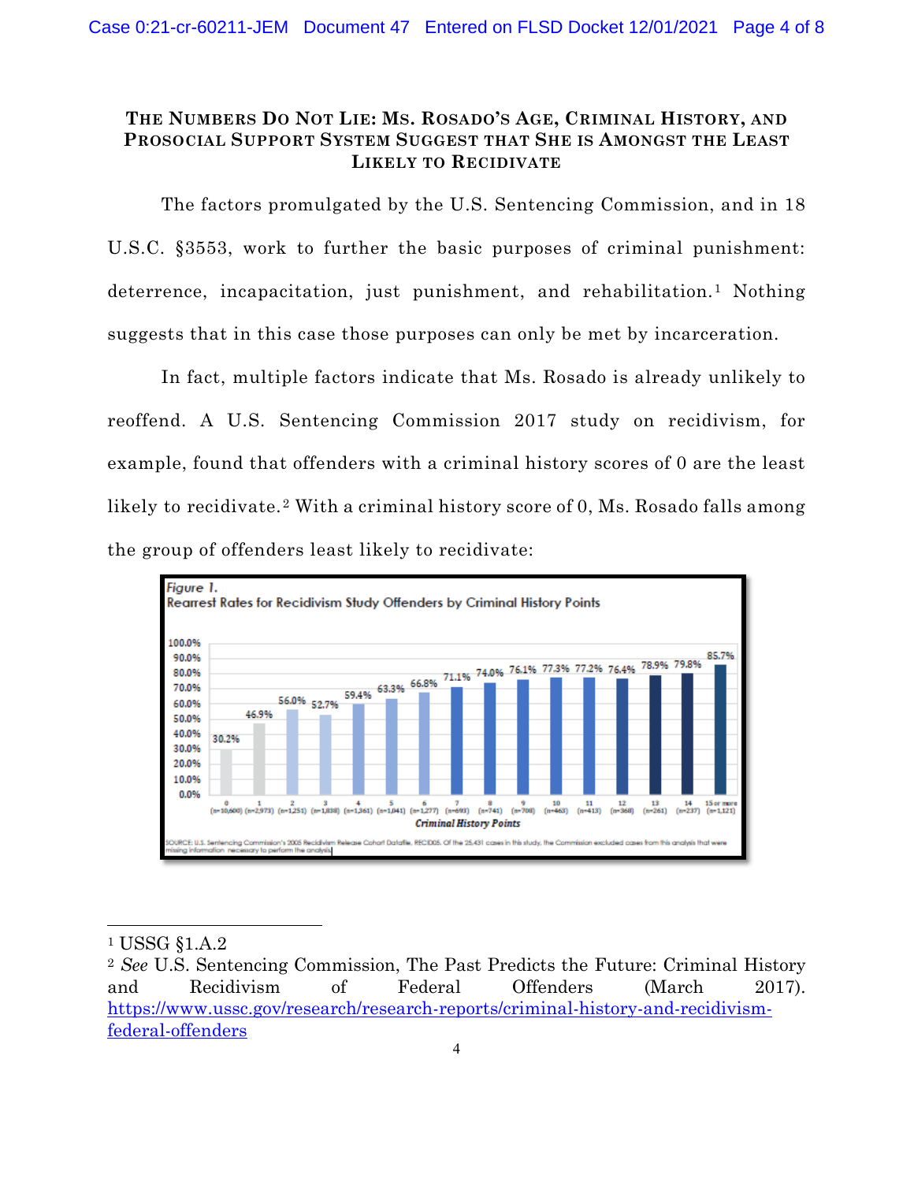### THE NUMBERS DO NOT LIE: MS. ROSADO'S AGE, CRIMINAL HISTORY, AND PROSOCIAL SUPPORT SYSTEM SUGGEST THAT SHE IS AMONGST THE LEAST LIKELY TO RECIDIVATE

The factors promulgated by the U.S. Sentencing Commission, and in 18 U.S.C. §3553, work to further the basic purposes of criminal punishment: deterrence, incapacitation, just punishment, and rehabilitation.[1] Nothing suggests that in this case those purposes can only be met by incarceration.

In fact, multiple factors indicate that Ms. Rosado is already unlikely to reoffend. A U.S. Sentencing Commission 2017 study on recidivism, for example, found that offenders with a criminal history scores of 0 are the least likely to recidivate.[2] With a criminal history score of 0, Ms. Rosado falls among the group of offenders least likely to recidivate:

*Figure 1.*
Rearrest Rates for Recidivism Study Offenders by Criminal History Points

| Criminal History Points | n | Rearrest Rate |
|---|---|---|
| 0 | 10,600 | 30.2% |
| 1 | 2,973 | 46.9% |
| 2 | 1,251 | 56.0% |
| 3 | 1,838 | 52.7% |
| 4 | 1,361 | 59.4% |
| 5 | 1,041 | 63.3% |
| 6 | 1,277 | 66.8% |
| 7 | 693 | 71.1% |
| 8 | 741 | 74.0% |
| 9 | 708 | 76.1% |
| 10 | 463 | 77.3% |
| 11 | 413 | 77.2% |
| 12 | 368 | 76.4% |
| 13 | 261 | 78.9% |
| 14 | 237 | 79.8% |
| 15 or more | 1,121 | 85.7% |

SOURCE: U.S. Sentencing Commission's 2005 Recidivism Release Cohort Datafile, RECID05. Of the 25,431 cases in this study, the Commission excluded cases from this analysis that were missing information necessary to perform the analysis.

---

[1] USSG §1.A.2

[2] *See* U.S. Sentencing Commission, The Past Predicts the Future: Criminal History and Recidivism of Federal Offenders (March 2017). https://www.ussc.gov/research/research-reports/criminal-history-and-recidivism-federal-offenders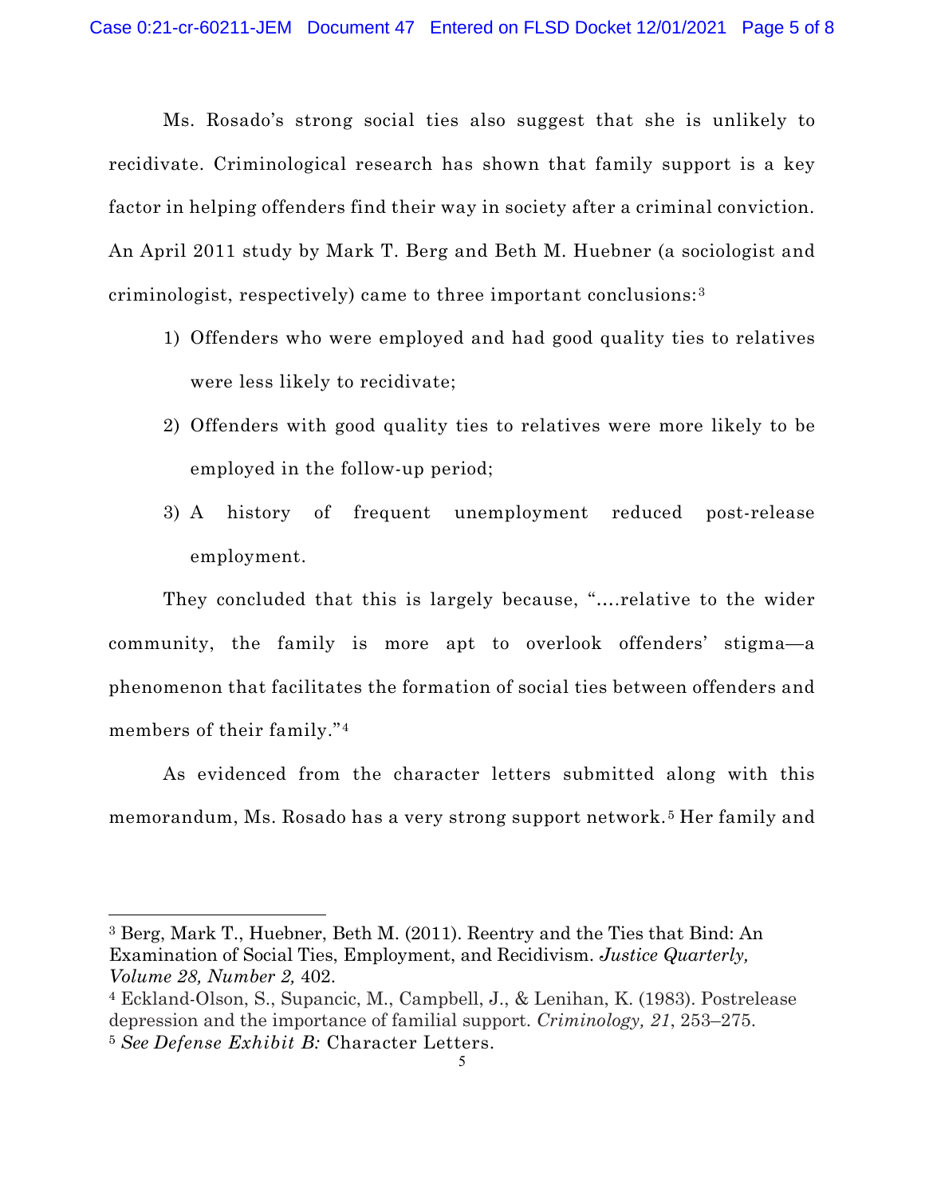Ms. Rosado's strong social ties also suggest that she is unlikely to recidivate. Criminological research has shown that family support is a key factor in helping offenders find their way in society after a criminal conviction. An April 2011 study by Mark T. Berg and Beth M. Huebner (a sociologist and criminologist, respectively) came to three important conclusions:[3]

1) Offenders who were employed and had good quality ties to relatives were less likely to recidivate;
2) Offenders with good quality ties to relatives were more likely to be employed in the follow-up period;
3) A history of frequent unemployment reduced post-release employment.

They concluded that this is largely because, "….relative to the wider community, the family is more apt to overlook offenders' stigma—a phenomenon that facilitates the formation of social ties between offenders and members of their family."[4]

As evidenced from the character letters submitted along with this memorandum, Ms. Rosado has a very strong support network.[5] Her family and

---

[3] Berg, Mark T., Huebner, Beth M. (2011). Reentry and the Ties that Bind: An Examination of Social Ties, Employment, and Recidivism. *Justice Quarterly, Volume 28, Number 2,* 402.

[4] Eckland-Olson, S., Supancic, M., Campbell, J., & Lenihan, K. (1983). Postrelease depression and the importance of familial support. *Criminology, 21*, 253–275.

[5] *See Defense Exhibit B:* Character Letters.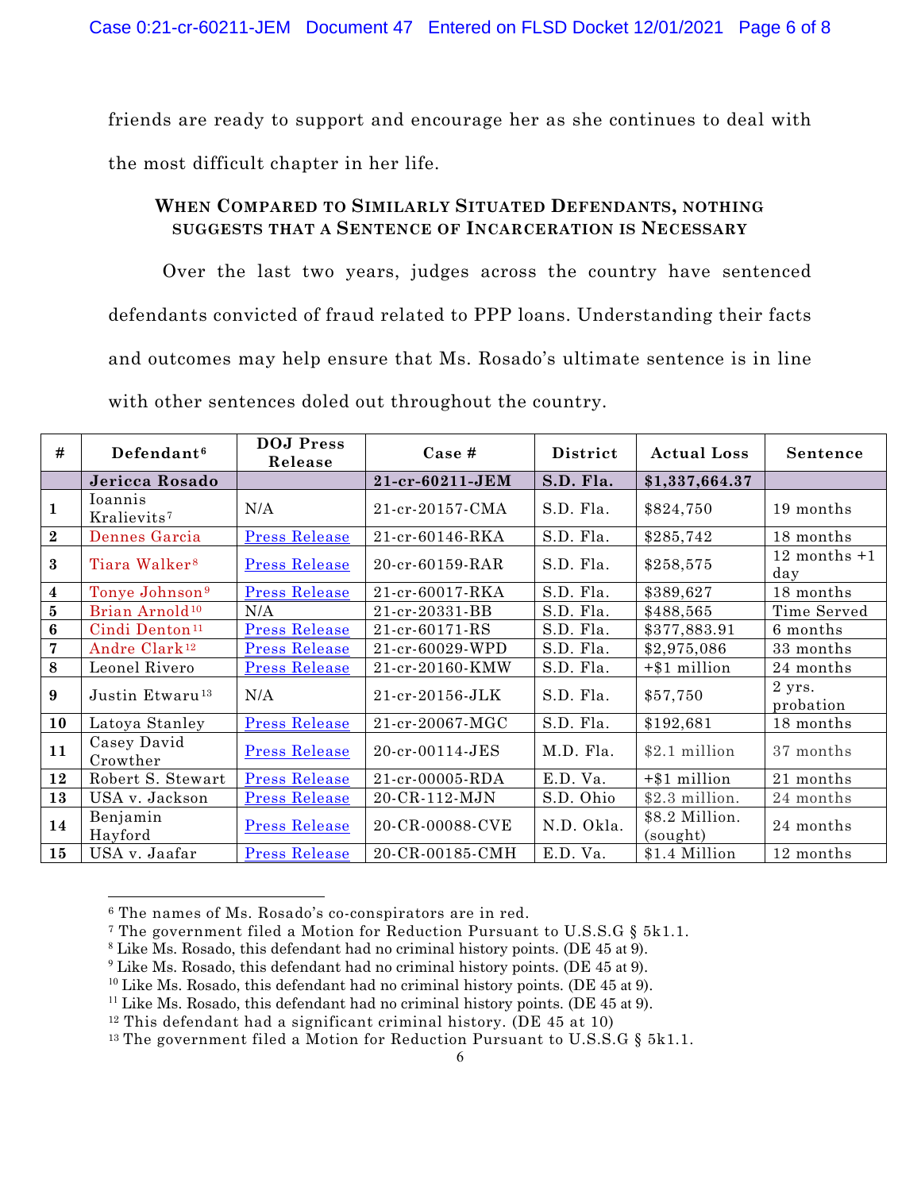friends are ready to support and encourage her as she continues to deal with the most difficult chapter in her life.

## WHEN COMPARED TO SIMILARLY SITUATED DEFENDANTS, NOTHING SUGGESTS THAT A SENTENCE OF INCARCERATION IS NECESSARY

Over the last two years, judges across the country have sentenced defendants convicted of fraud related to PPP loans. Understanding their facts and outcomes may help ensure that Ms. Rosado's ultimate sentence is in line with other sentences doled out throughout the country.

| # | Defendant[6] | DOJ Press Release | Case # | District | Actual Loss | Sentence |
|---|---|---|---|---|---|---|
| | **Jericca Rosado** | | **21-cr-60211-JEM** | **S.D. Fla.** | **$1,337,664.37** | |
| **1** | Ioannis Kralievits[7] | N/A | 21-cr-20157-CMA | S.D. Fla. | $824,750 | 19 months |
| **2** | Dennes Garcia | Press Release | 21-cr-60146-RKA | S.D. Fla. | $285,742 | 18 months |
| **3** | Tiara Walker[8] | Press Release | 20-cr-60159-RAR | S.D. Fla. | $258,575 | 12 months +1 day |
| **4** | Tonye Johnson[9] | Press Release | 21-cr-60017-RKA | S.D. Fla. | $389,627 | 18 months |
| **5** | Brian Arnold[10] | N/A | 21-cr-20331-BB | S.D. Fla. | $488,565 | Time Served |
| **6** | Cindi Denton[11] | Press Release | 21-cr-60171-RS | S.D. Fla. | $377,883.91 | 6 months |
| **7** | Andre Clark[12] | Press Release | 21-cr-60029-WPD | S.D. Fla. | $2,975,086 | 33 months |
| **8** | Leonel Rivero | Press Release | 21-cr-20160-KMW | S.D. Fla. | +$1 million | 24 months |
| **9** | Justin Etwaru[13] | N/A | 21-cr-20156-JLK | S.D. Fla. | $57,750 | 2 yrs. probation |
| **10** | Latoya Stanley | Press Release | 21-cr-20067-MGC | S.D. Fla. | $192,681 | 18 months |
| **11** | Casey David Crowther | Press Release | 20-cr-00114-JES | M.D. Fla. | $2.1 million | 37 months |
| **12** | Robert S. Stewart | Press Release | 21-cr-00005-RDA | E.D. Va. | +$1 million | 21 months |
| **13** | USA v. Jackson | Press Release | 20-CR-112-MJN | S.D. Ohio | $2.3 million. | 24 months |
| **14** | Benjamin Hayford | Press Release | 20-CR-00088-CVE | N.D. Okla. | $8.2 Million. (sought) | 24 months |
| **15** | USA v. Jaafar | Press Release | 20-CR-00185-CMH | E.D. Va. | $1.4 Million | 12 months |

---

[6] The names of Ms. Rosado's co-conspirators are in red.

[7] The government filed a Motion for Reduction Pursuant to U.S.S.G § 5k1.1.

[8] Like Ms. Rosado, this defendant had no criminal history points. (DE 45 at 9).

[9] Like Ms. Rosado, this defendant had no criminal history points. (DE 45 at 9).

[10] Like Ms. Rosado, this defendant had no criminal history points. (DE 45 at 9).

[11] Like Ms. Rosado, this defendant had no criminal history points. (DE 45 at 9).

[12] This defendant had a significant criminal history. (DE 45 at 10)

[13] The government filed a Motion for Reduction Pursuant to U.S.S.G § 5k1.1.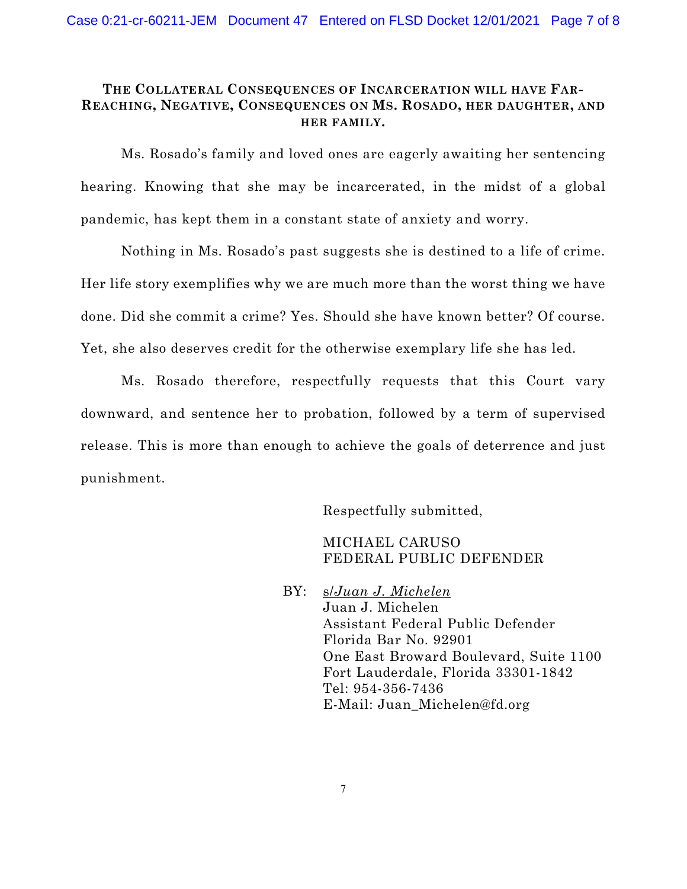### THE COLLATERAL CONSEQUENCES OF INCARCERATION WILL HAVE FAR-REACHING, NEGATIVE, CONSEQUENCES ON MS. ROSADO, HER DAUGHTER, AND HER FAMILY.

Ms. Rosado's family and loved ones are eagerly awaiting her sentencing hearing. Knowing that she may be incarcerated, in the midst of a global pandemic, has kept them in a constant state of anxiety and worry.

Nothing in Ms. Rosado's past suggests she is destined to a life of crime. Her life story exemplifies why we are much more than the worst thing we have done. Did she commit a crime? Yes. Should she have known better? Of course. Yet, she also deserves credit for the otherwise exemplary life she has led.

Ms. Rosado therefore, respectfully requests that this Court vary downward, and sentence her to probation, followed by a term of supervised release. This is more than enough to achieve the goals of deterrence and just punishment.

Respectfully submitted,

MICHAEL CARUSO
FEDERAL PUBLIC DEFENDER

BY: s/*Juan J. Michelen*
Juan J. Michelen
Assistant Federal Public Defender
Florida Bar No. 92901
One East Broward Boulevard, Suite 1100
Fort Lauderdale, Florida 33301-1842
Tel: 954-356-7436
E-Mail: Juan_Michelen@fd.org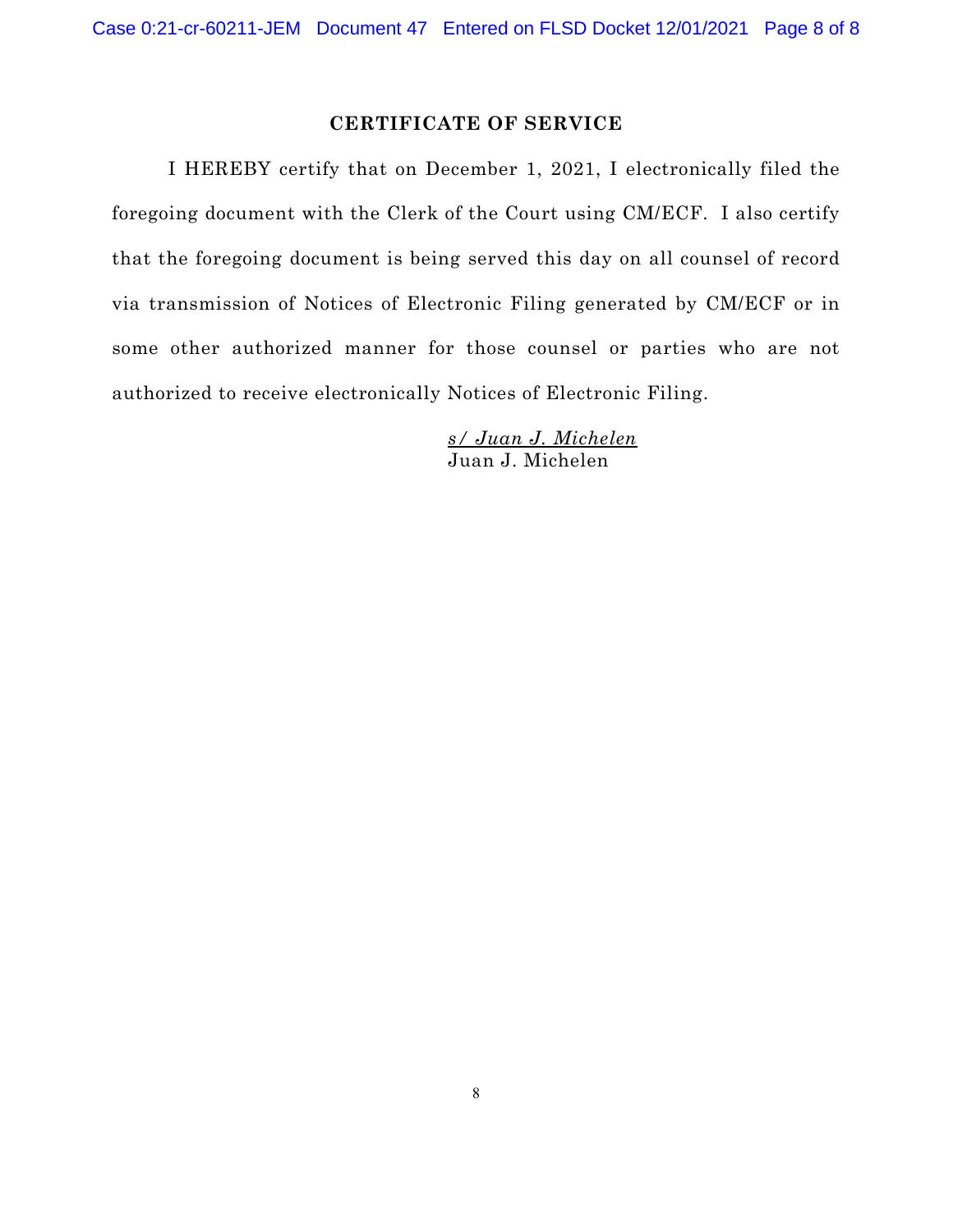## CERTIFICATE OF SERVICE

I HEREBY certify that on December 1, 2021, I electronically filed the foregoing document with the Clerk of the Court using CM/ECF. I also certify that the foregoing document is being served this day on all counsel of record via transmission of Notices of Electronic Filing generated by CM/ECF or in some other authorized manner for those counsel or parties who are not authorized to receive electronically Notices of Electronic Filing.

*s/ Juan J. Michelen*
Juan J. Michelen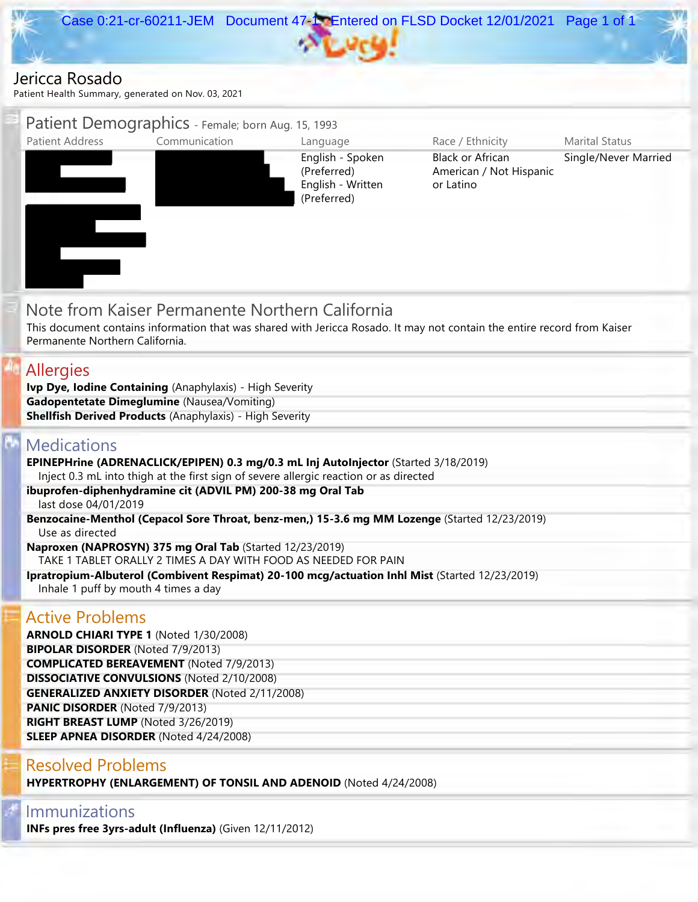# Jericca Rosado

Patient Health Summary, generated on Nov. 03, 2021

## Patient Demographics - Female; born Aug. 15, 1993

| Patient Address | Communication | Language | Race / Ethnicity | Marital Status |
|---|---|---|---|---|
| [REDACTED] | [REDACTED] | English - Spoken (Preferred)<br>English - Written (Preferred) | Black or African American / Not Hispanic or Latino | Single/Never Married |

## Note from Kaiser Permanente Northern California

This document contains information that was shared with Jericca Rosado. It may not contain the entire record from Kaiser Permanente Northern California.

## Allergies

**Ivp Dye, Iodine Containing** (Anaphylaxis) - High Severity
**Gadopentetate Dimeglumine** (Nausea/Vomiting)
**Shellfish Derived Products** (Anaphylaxis) - High Severity

## Medications

**EPINEPHrine (ADRENACLICK/EPIPEN) 0.3 mg/0.3 mL Inj AutoInjector** (Started 3/18/2019)
Inject 0.3 mL into thigh at the first sign of severe allergic reaction or as directed

**ibuprofen-diphenhydramine cit (ADVIL PM) 200-38 mg Oral Tab**
last dose 04/01/2019

**Benzocaine-Menthol (Cepacol Sore Throat, benz-men,) 15-3.6 mg MM Lozenge** (Started 12/23/2019)
Use as directed

**Naproxen (NAPROSYN) 375 mg Oral Tab** (Started 12/23/2019)
TAKE 1 TABLET ORALLY 2 TIMES A DAY WITH FOOD AS NEEDED FOR PAIN

**Ipratropium-Albuterol (Combivent Respimat) 20-100 mcg/actuation Inhl Mist** (Started 12/23/2019)
Inhale 1 puff by mouth 4 times a day

## Active Problems

**ARNOLD CHIARI TYPE 1** (Noted 1/30/2008)
**BIPOLAR DISORDER** (Noted 7/9/2013)
**COMPLICATED BEREAVEMENT** (Noted 7/9/2013)
**DISSOCIATIVE CONVULSIONS** (Noted 2/10/2008)
**GENERALIZED ANXIETY DISORDER** (Noted 2/11/2008)
**PANIC DISORDER** (Noted 7/9/2013)
**RIGHT BREAST LUMP** (Noted 3/26/2019)
**SLEEP APNEA DISORDER** (Noted 4/24/2008)

## Resolved Problems

**HYPERTROPHY (ENLARGEMENT) OF TONSIL AND ADENOID** (Noted 4/24/2008)

## Immunizations

**INFs pres free 3yrs-adult (Influenza)** (Given 12/11/2012)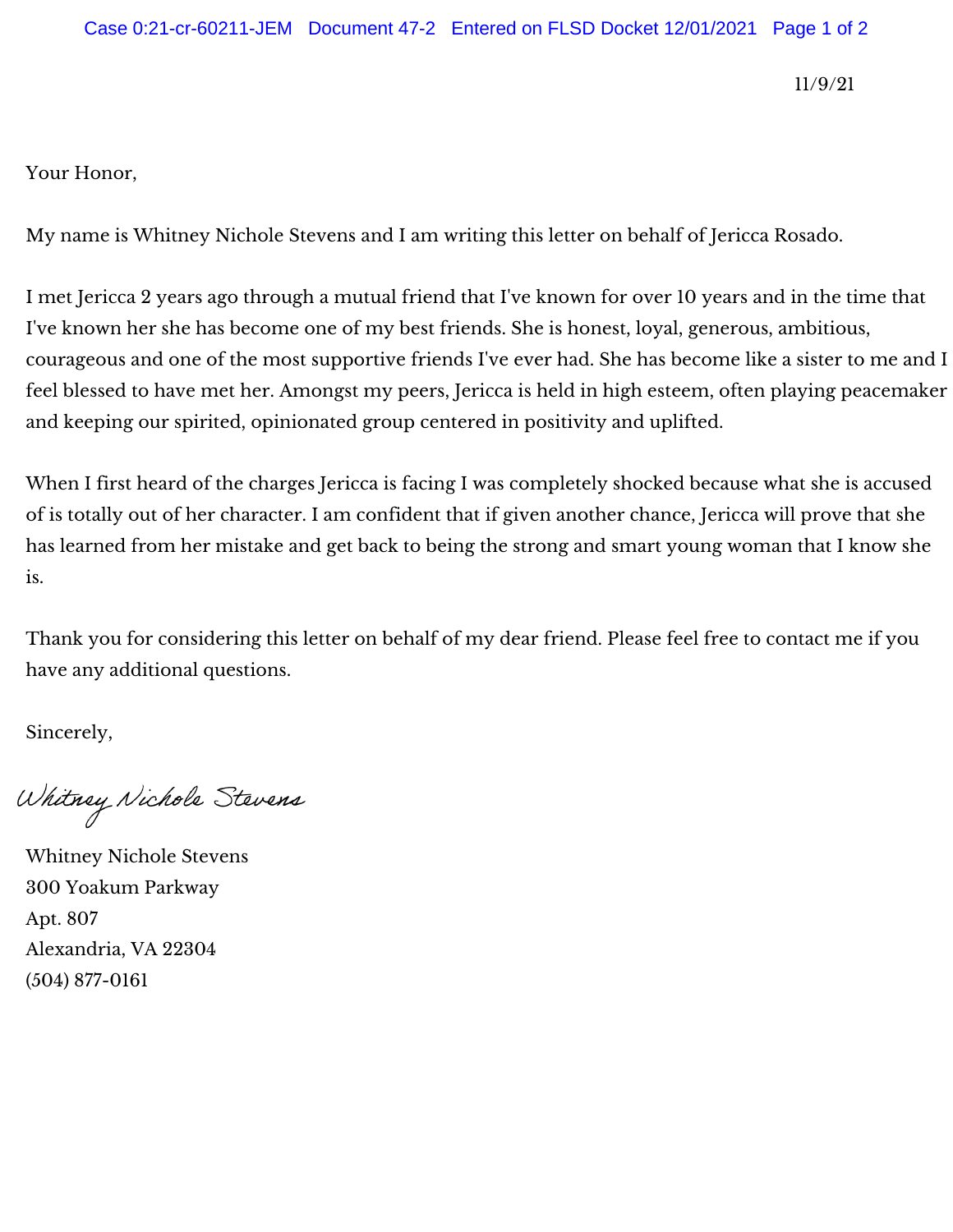11/9/21

Your Honor,

My name is Whitney Nichole Stevens and I am writing this letter on behalf of Jericca Rosado.

I met Jericca 2 years ago through a mutual friend that I've known for over 10 years and in the time that I've known her she has become one of my best friends. She is honest, loyal, generous, ambitious, courageous and one of the most supportive friends I've ever had. She has become like a sister to me and I feel blessed to have met her. Amongst my peers, Jericca is held in high esteem, often playing peacemaker and keeping our spirited, opinionated group centered in positivity and uplifted.

When I first heard of the charges Jericca is facing I was completely shocked because what she is accused of is totally out of her character. I am confident that if given another chance, Jericca will prove that she has learned from her mistake and get back to being the strong and smart young woman that I know she is.

Thank you for considering this letter on behalf of my dear friend. Please feel free to contact me if you have any additional questions.

Sincerely,

*Whitney Nichole Stevens*

Whitney Nichole Stevens
300 Yoakum Parkway
Apt. 807
Alexandria, VA 22304
(504) 877-0161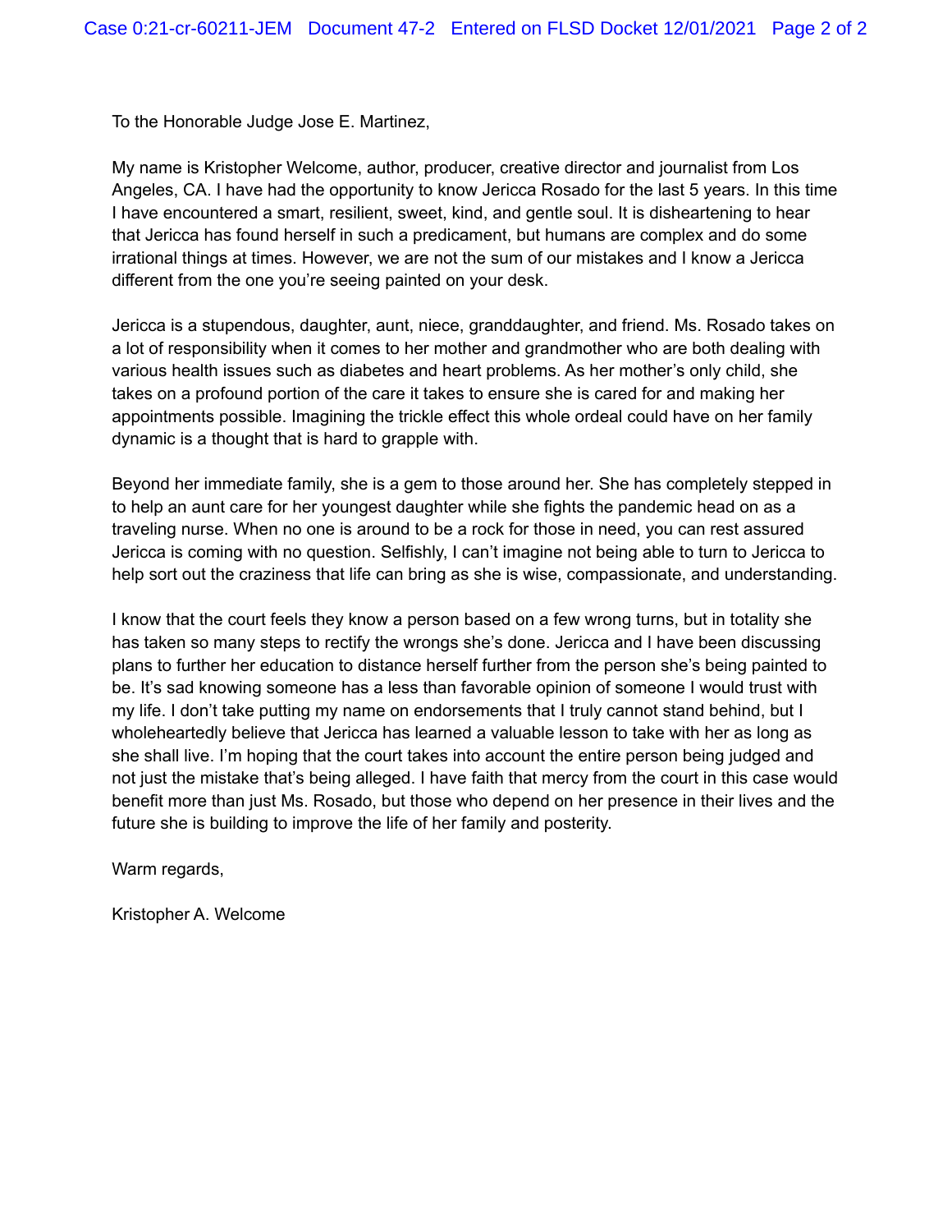To the Honorable Judge Jose E. Martinez,

My name is Kristopher Welcome, author, producer, creative director and journalist from Los Angeles, CA. I have had the opportunity to know Jericca Rosado for the last 5 years. In this time I have encountered a smart, resilient, sweet, kind, and gentle soul. It is disheartening to hear that Jericca has found herself in such a predicament, but humans are complex and do some irrational things at times. However, we are not the sum of our mistakes and I know a Jericca different from the one you're seeing painted on your desk.

Jericca is a stupendous, daughter, aunt, niece, granddaughter, and friend. Ms. Rosado takes on a lot of responsibility when it comes to her mother and grandmother who are both dealing with various health issues such as diabetes and heart problems. As her mother's only child, she takes on a profound portion of the care it takes to ensure she is cared for and making her appointments possible. Imagining the trickle effect this whole ordeal could have on her family dynamic is a thought that is hard to grapple with.

Beyond her immediate family, she is a gem to those around her. She has completely stepped in to help an aunt care for her youngest daughter while she fights the pandemic head on as a traveling nurse. When no one is around to be a rock for those in need, you can rest assured Jericca is coming with no question. Selfishly, I can't imagine not being able to turn to Jericca to help sort out the craziness that life can bring as she is wise, compassionate, and understanding.

I know that the court feels they know a person based on a few wrong turns, but in totality she has taken so many steps to rectify the wrongs she's done. Jericca and I have been discussing plans to further her education to distance herself further from the person she's being painted to be. It's sad knowing someone has a less than favorable opinion of someone I would trust with my life. I don't take putting my name on endorsements that I truly cannot stand behind, but I wholeheartedly believe that Jericca has learned a valuable lesson to take with her as long as she shall live. I'm hoping that the court takes into account the entire person being judged and not just the mistake that's being alleged. I have faith that mercy from the court in this case would benefit more than just Ms. Rosado, but those who depend on her presence in their lives and the future she is building to improve the life of her family and posterity.

Warm regards,

Kristopher A. Welcome